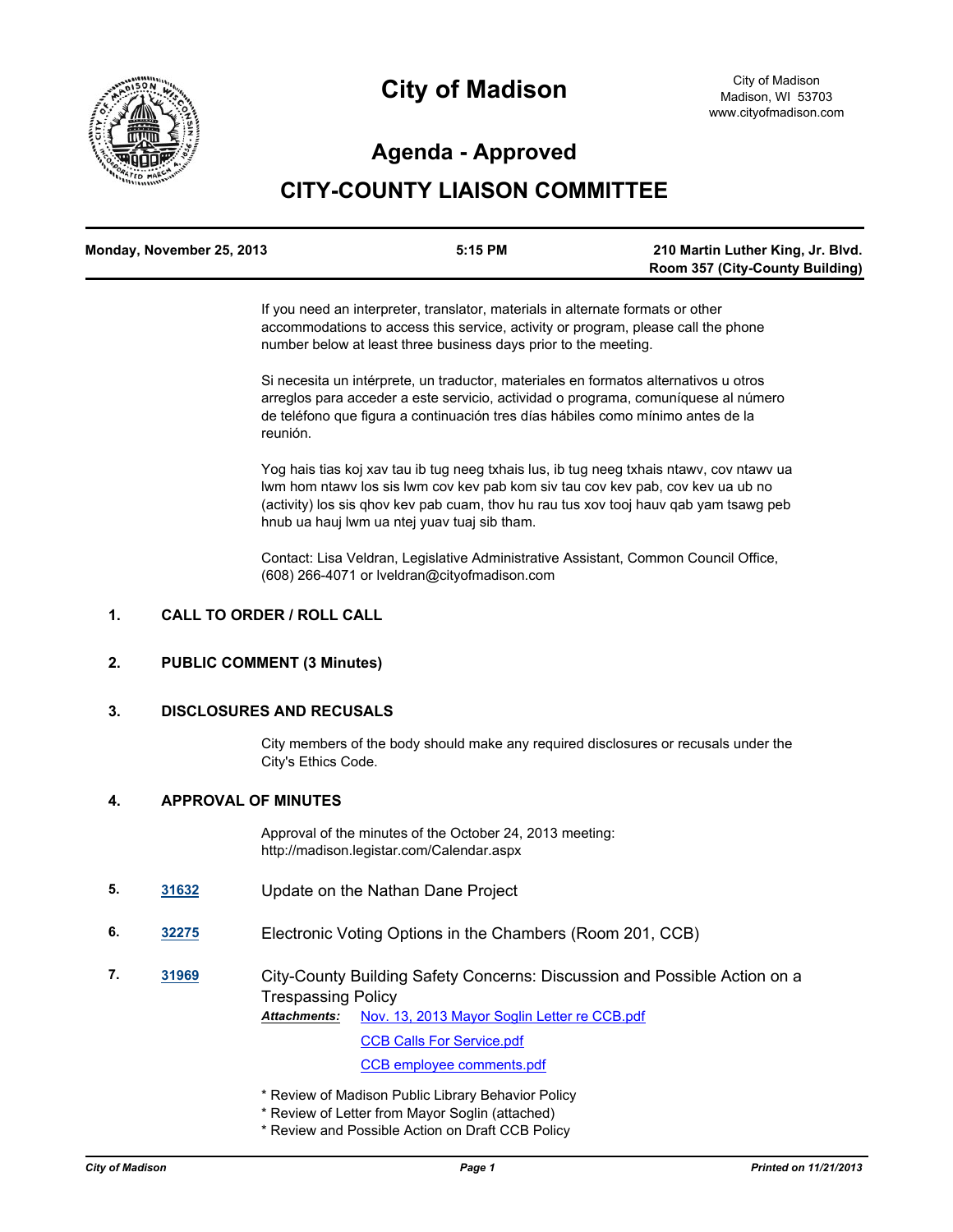# City of Madison

City of Madison
Madison, WI 53703
www.cityofmadison.com

## Agenda - Approved

## CITY-COUNTY LIAISON COMMITTEE

| Monday, November 25, 2013 | 5:15 PM | 210 Martin Luther King, Jr. Blvd. Room 357 (City-County Building) |
|---|---|---|

If you need an interpreter, translator, materials in alternate formats or other accommodations to access this service, activity or program, please call the phone number below at least three business days prior to the meeting.

Si necesita un intérprete, un traductor, materiales en formatos alternativos u otros arreglos para acceder a este servicio, actividad o programa, comuníquese al número de teléfono que figura a continuación tres días hábiles como mínimo antes de la reunión.

Yog hais tias koj xav tau ib tug neeg txhais lus, ib tug neeg txhais ntawv, cov ntawv ua lwm hom ntawv los sis lwm cov kev pab kom siv tau cov kev pab, cov kev ua ub no (activity) los sis qhov kev pab cuam, thov hu rau tus xov tooj hauv qab yam tsawg peb hnub ua hauj lwm ua ntej yuav tuaj sib tham.

Contact: Lisa Veldran, Legislative Administrative Assistant, Common Council Office, (608) 266-4071 or lveldran@cityofmadison.com

**1. CALL TO ORDER / ROLL CALL**

**2. PUBLIC COMMENT (3 Minutes)**

**3. DISCLOSURES AND RECUSALS**

City members of the body should make any required disclosures or recusals under the City's Ethics Code.

**4. APPROVAL OF MINUTES**

Approval of the minutes of the October 24, 2013 meeting: http://madison.legistar.com/Calendar.aspx

**5.** [31632](31632) Update on the Nathan Dane Project

**6.** [32275](32275) Electronic Voting Options in the Chambers (Room 201, CCB)

**7.** [31969](31969) City-County Building Safety Concerns: Discussion and Possible Action on a Trespassing Policy

***Attachments:*** Nov. 13, 2013 Mayor Soglin Letter re CCB.pdf
CCB Calls For Service.pdf
CCB employee comments.pdf

* Review of Madison Public Library Behavior Policy
* Review of Letter from Mayor Soglin (attached)
* Review and Possible Action on Draft CCB Policy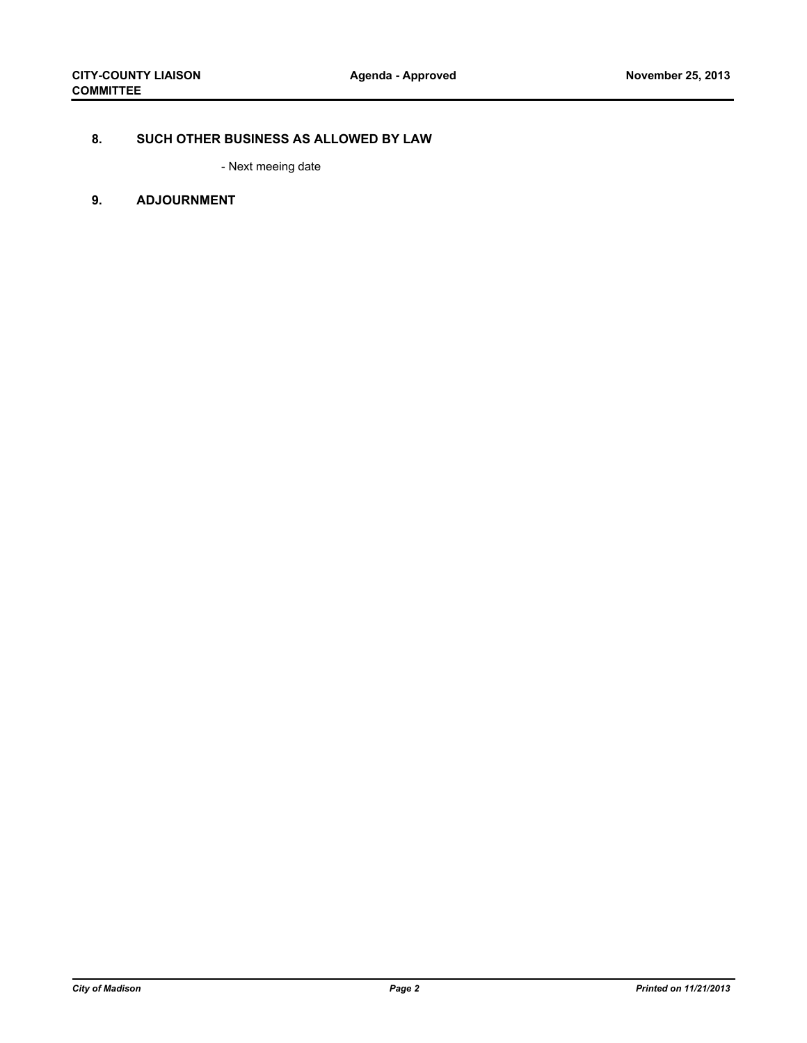## 8. SUCH OTHER BUSINESS AS ALLOWED BY LAW

- Next meeing date

## 9. ADJOURNMENT